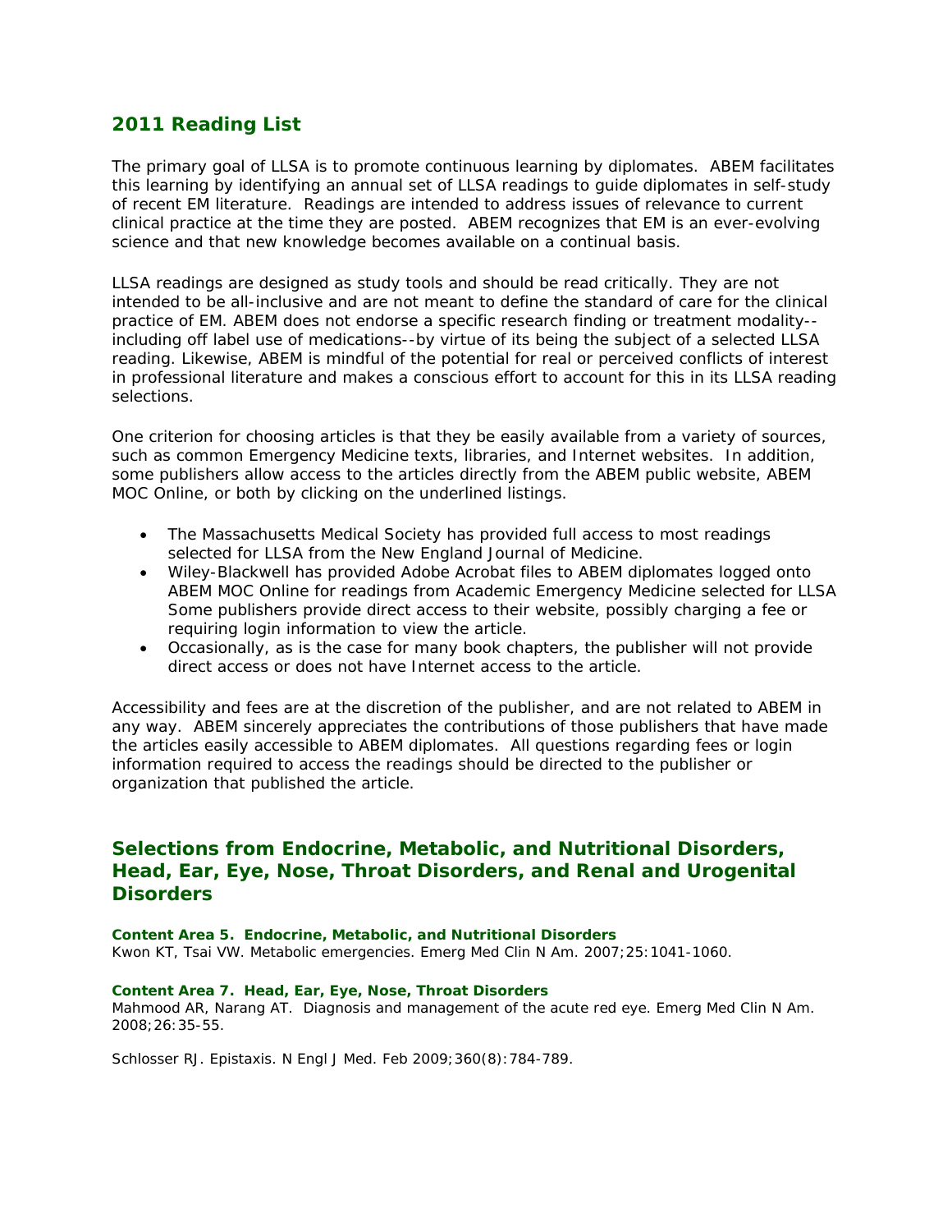## 2011 Reading List

The primary goal of LLSA is to promote continuous learning by diplomates. ABEM facilitates this learning by identifying an annual set of LLSA readings to guide diplomates in self-study of recent EM literature. Readings are intended to address issues of relevance to current clinical practice at the time they are posted. ABEM recognizes that EM is an ever-evolving science and that new knowledge becomes available on a continual basis.

LLSA readings are designed as study tools and should be read critically. They are not intended to be all-inclusive and are not meant to define the standard of care for the clinical practice of EM. ABEM does not endorse a specific research finding or treatment modality--including off label use of medications--by virtue of its being the subject of a selected LLSA reading. Likewise, ABEM is mindful of the potential for real or perceived conflicts of interest in professional literature and makes a conscious effort to account for this in its LLSA reading selections.

One criterion for choosing articles is that they be easily available from a variety of sources, such as common Emergency Medicine texts, libraries, and Internet websites. In addition, some publishers allow access to the articles directly from the ABEM public website, ABEM MOC Online, or both by clicking on the underlined listings.

- The Massachusetts Medical Society has provided full access to most readings selected for LLSA from the New England Journal of Medicine.
- Wiley-Blackwell has provided Adobe Acrobat files to ABEM diplomates logged onto ABEM MOC Online for readings from Academic Emergency Medicine selected for LLSA Some publishers provide direct access to their website, possibly charging a fee or requiring login information to view the article.
- Occasionally, as is the case for many book chapters, the publisher will not provide direct access or does not have Internet access to the article.

Accessibility and fees are at the discretion of the publisher, and are not related to ABEM in any way. ABEM sincerely appreciates the contributions of those publishers that have made the articles easily accessible to ABEM diplomates. All questions regarding fees or login information required to access the readings should be directed to the publisher or organization that published the article.

## Selections from Endocrine, Metabolic, and Nutritional Disorders, Head, Ear, Eye, Nose, Throat Disorders, and Renal and Urogenital Disorders

#### Content Area 5. Endocrine, Metabolic, and Nutritional Disorders

Kwon KT, Tsai VW. Metabolic emergencies. Emerg Med Clin N Am. 2007;25:1041-1060.

#### Content Area 7. Head, Ear, Eye, Nose, Throat Disorders

Mahmood AR, Narang AT. Diagnosis and management of the acute red eye. Emerg Med Clin N Am. 2008;26:35-55.

Schlosser RJ. Epistaxis. N Engl J Med. Feb 2009;360(8):784-789.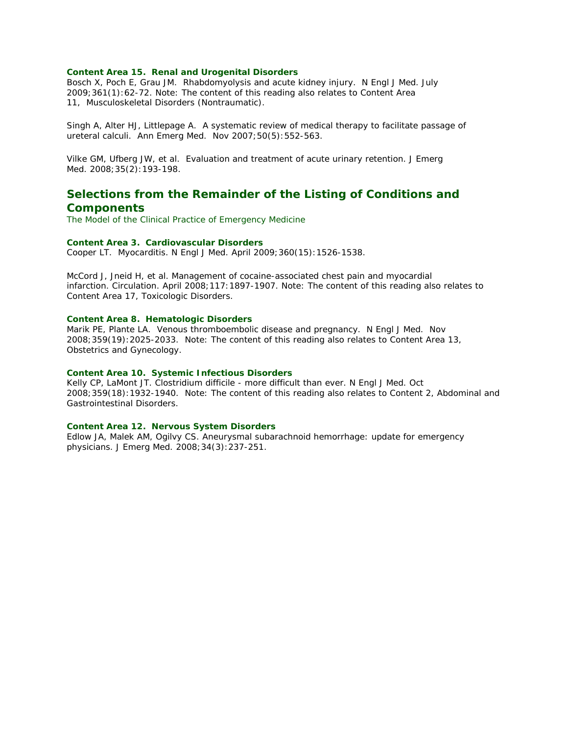### Content Area 15. Renal and Urogenital Disorders

Bosch X, Poch E, Grau JM. Rhabdomyolysis and acute kidney injury. N Engl J Med. July 2009;361(1):62-72. Note: The content of this reading also relates to Content Area 11, Musculoskeletal Disorders (Nontraumatic).

Singh A, Alter HJ, Littlepage A. A systematic review of medical therapy to facilitate passage of ureteral calculi. Ann Emerg Med. Nov 2007;50(5):552-563.

Vilke GM, Ufberg JW, et al. Evaluation and treatment of acute urinary retention. J Emerg Med. 2008;35(2):193-198.

## Selections from the Remainder of the Listing of Conditions and Components

The Model of the Clinical Practice of Emergency Medicine

### Content Area 3. Cardiovascular Disorders

Cooper LT. Myocarditis. N Engl J Med. April 2009;360(15):1526-1538.

McCord J, Jneid H, et al. Management of cocaine-associated chest pain and myocardial infarction. Circulation. April 2008;117:1897-1907. Note: The content of this reading also relates to Content Area 17, Toxicologic Disorders.

### Content Area 8. Hematologic Disorders

Marik PE, Plante LA. Venous thromboembolic disease and pregnancy. N Engl J Med. Nov 2008;359(19):2025-2033. Note: The content of this reading also relates to Content Area 13, Obstetrics and Gynecology.

### Content Area 10. Systemic Infectious Disorders

Kelly CP, LaMont JT. Clostridium difficile - more difficult than ever. N Engl J Med. Oct 2008;359(18):1932-1940. Note: The content of this reading also relates to Content 2, Abdominal and Gastrointestinal Disorders.

### Content Area 12. Nervous System Disorders

Edlow JA, Malek AM, Ogilvy CS. Aneurysmal subarachnoid hemorrhage: update for emergency physicians. J Emerg Med. 2008;34(3):237-251.